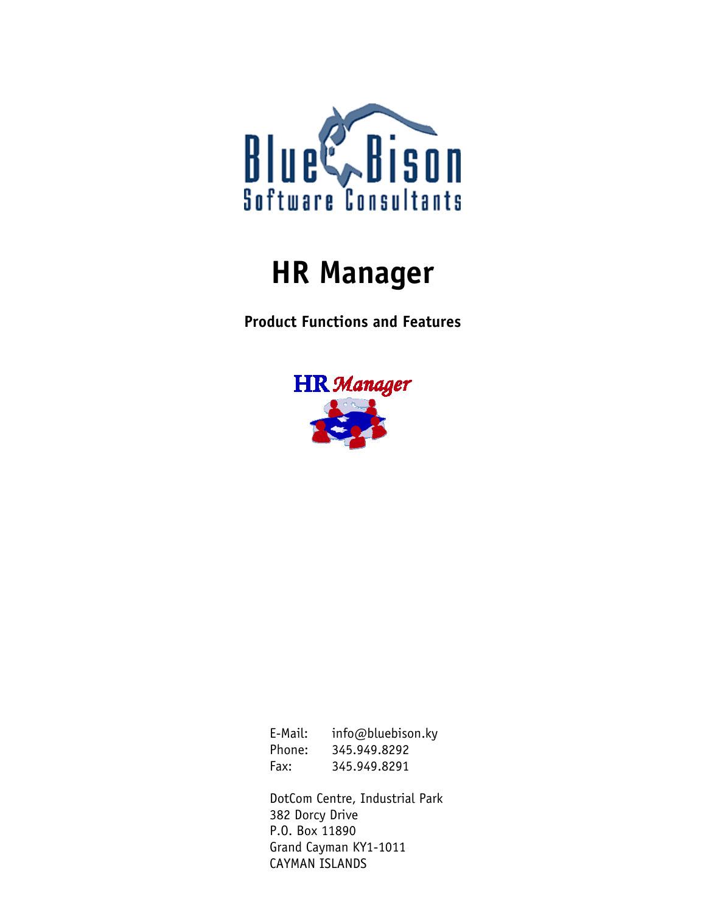Blue Bison
Software Consultants

# HR Manager

**Product Functions and Features**

HR Manager

E-Mail: info@bluebison.ky
Phone: 345.949.8292
Fax: 345.949.8291

DotCom Centre, Industrial Park
382 Dorcy Drive
P.O. Box 11890
Grand Cayman KY1-1011
CAYMAN ISLANDS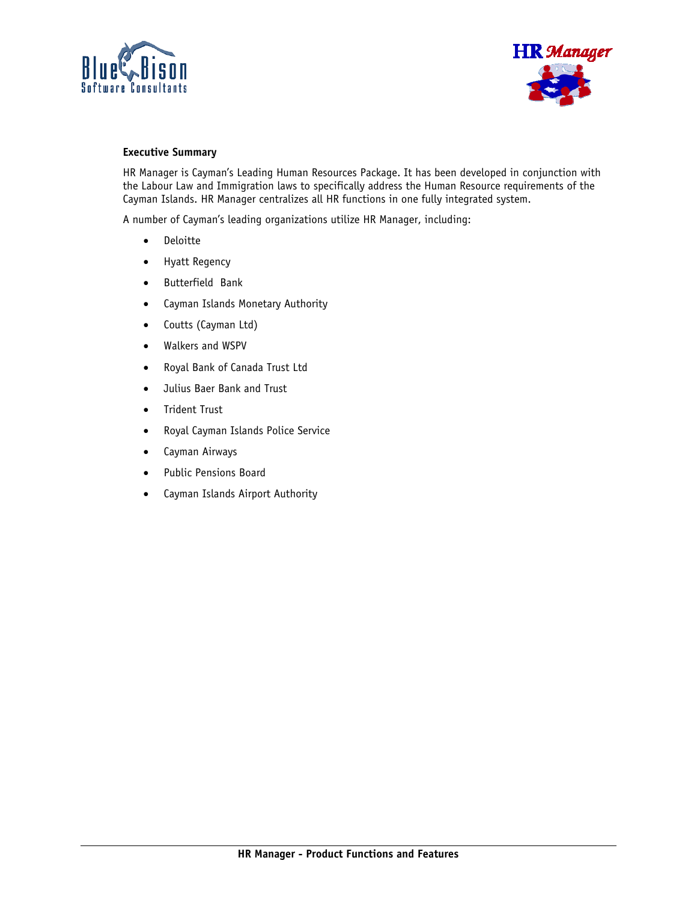**Executive Summary**

HR Manager is Cayman's Leading Human Resources Package. It has been developed in conjunction with the Labour Law and Immigration laws to specifically address the Human Resource requirements of the Cayman Islands. HR Manager centralizes all HR functions in one fully integrated system.

A number of Cayman's leading organizations utilize HR Manager, including:

- Deloitte
- Hyatt Regency
- Butterfield Bank
- Cayman Islands Monetary Authority
- Coutts (Cayman Ltd)
- Walkers and WSPV
- Royal Bank of Canada Trust Ltd
- Julius Baer Bank and Trust
- Trident Trust
- Royal Cayman Islands Police Service
- Cayman Airways
- Public Pensions Board
- Cayman Islands Airport Authority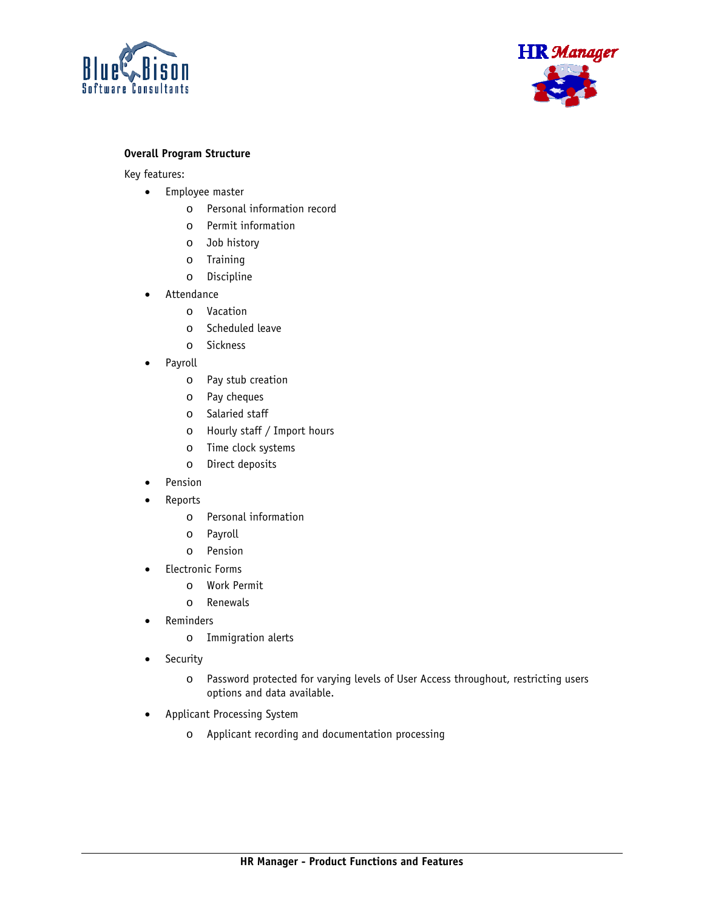**Overall Program Structure**

Key features:

- Employee master
    - Personal information record
    - Permit information
    - Job history
    - Training
    - Discipline
- Attendance
    - Vacation
    - Scheduled leave
    - Sickness
- Payroll
    - Pay stub creation
    - Pay cheques
    - Salaried staff
    - Hourly staff / Import hours
    - Time clock systems
    - Direct deposits
- Pension
- Reports
    - Personal information
    - Payroll
    - Pension
- Electronic Forms
    - Work Permit
    - Renewals
- Reminders
    - Immigration alerts
- Security
    - Password protected for varying levels of User Access throughout, restricting users options and data available.
- Applicant Processing System
    - Applicant recording and documentation processing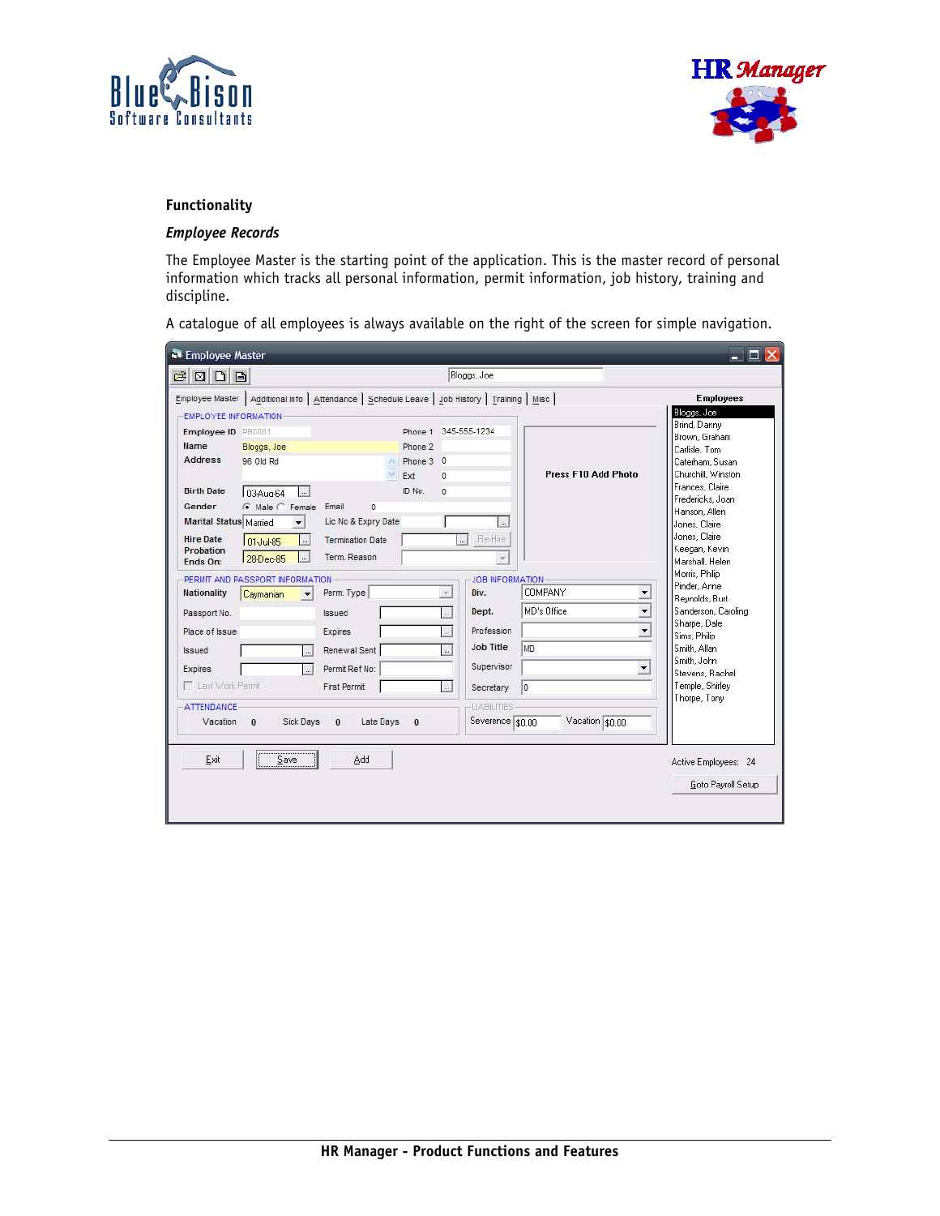## Functionality

### *Employee Records*

The Employee Master is the starting point of the application. This is the master record of personal information which tracks all personal information, permit information, job history, training and discipline.

A catalogue of all employees is always available on the right of the screen for simple navigation.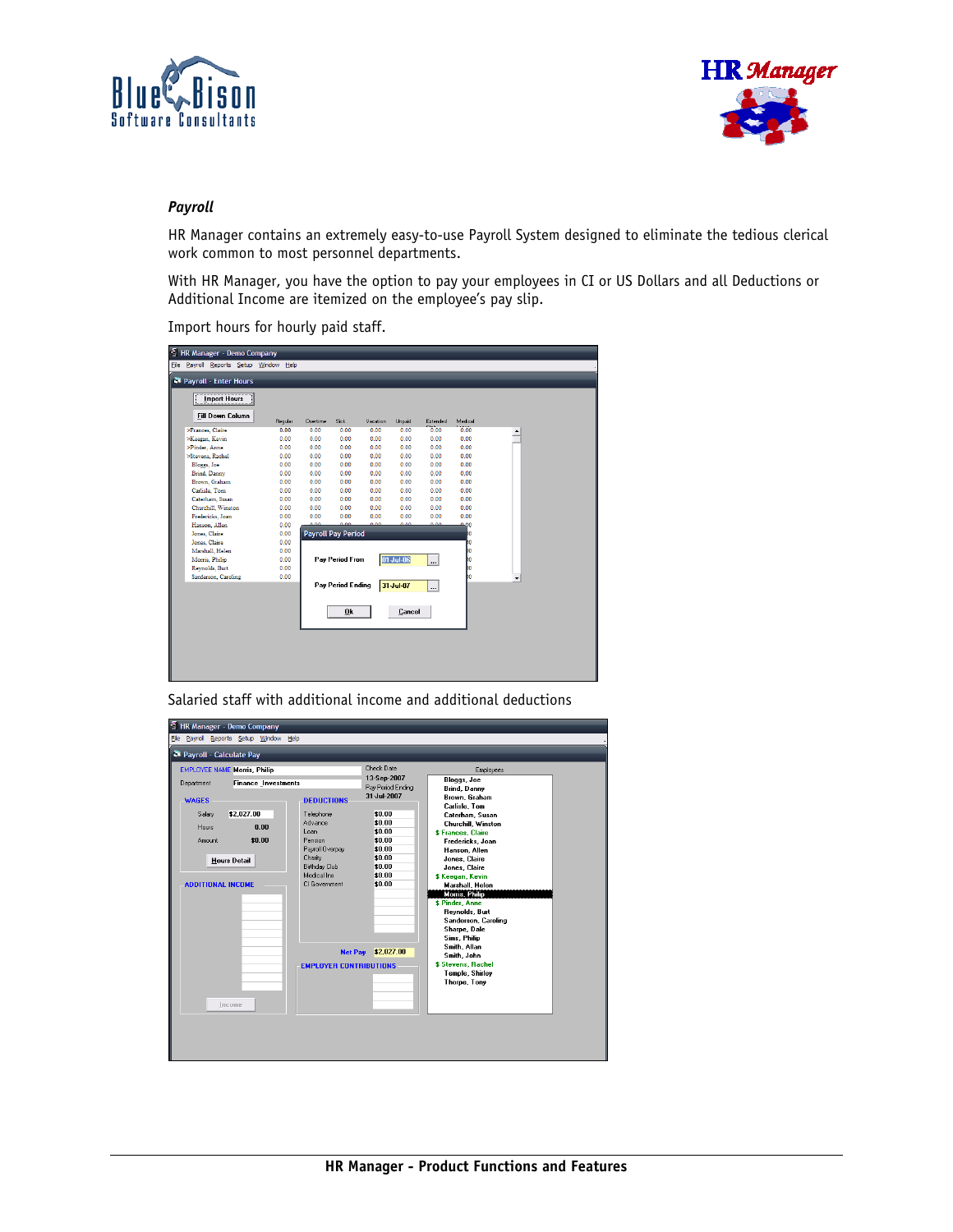*Payroll*

HR Manager contains an extremely easy-to-use Payroll System designed to eliminate the tedious clerical work common to most personnel departments.

With HR Manager, you have the option to pay your employees in CI or US Dollars and all Deductions or Additional Income are itemized on the employee's pay slip.

Import hours for hourly paid staff.

Salaried staff with additional income and additional deductions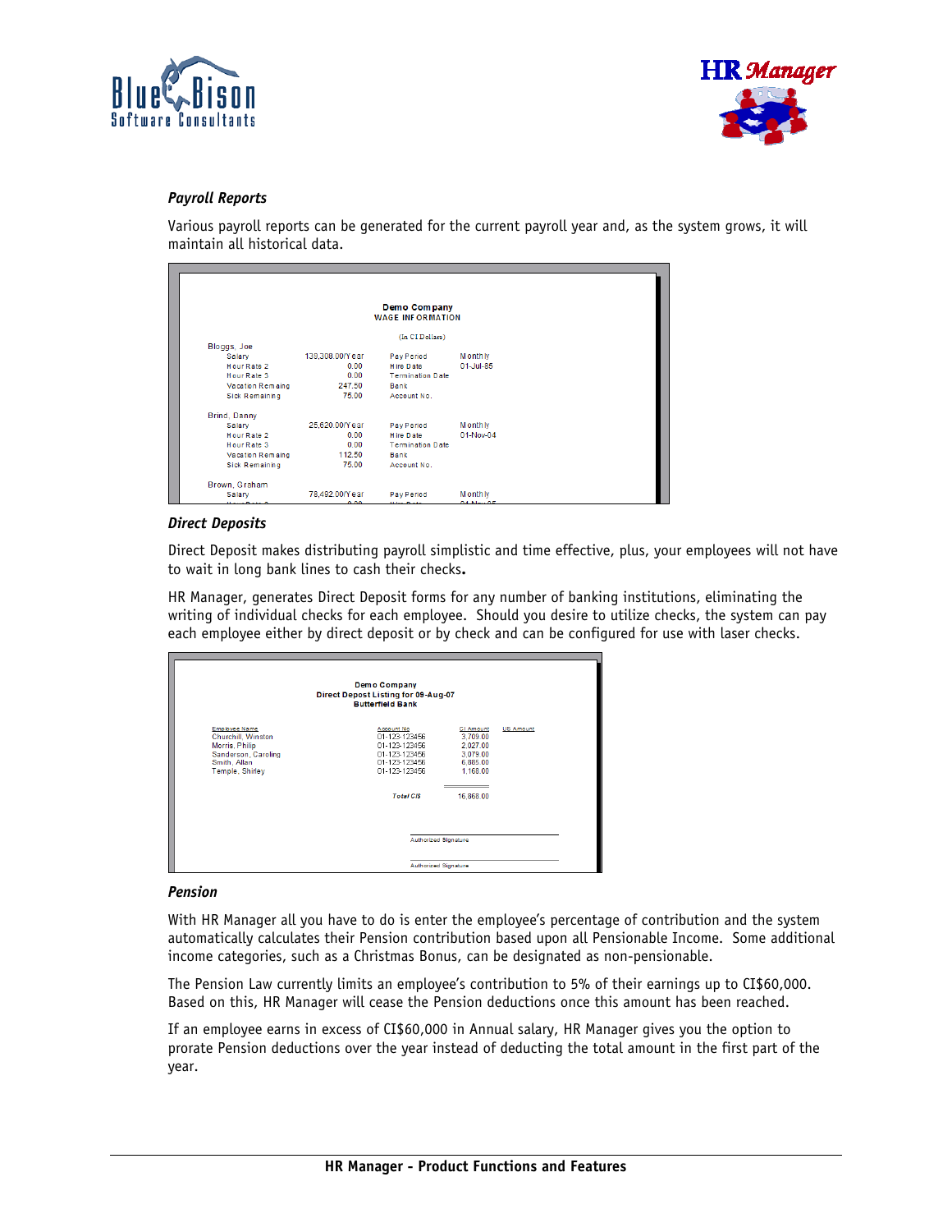*Payroll Reports*

Various payroll reports can be generated for the current payroll year and, as the system grows, it will maintain all historical data.

**Demo Company**
**WAGE INFORMATION**

(In CI Dollars)

Bloggs, Joe

| | | | |
|---|---|---|---|
| Salary | 139,308.00/Year | Pay Period | Monthly |
| Hour Rate 2 | 0.00 | Hire Date | 01-Jul-85 |
| Hour Rate 3 | 0.00 | Termination Date | |
| Vacation Remaing | 247.50 | Bank | |
| Sick Remaining | 75.00 | Account No. | |

Brind, Danny

| | | | |
|---|---|---|---|
| Salary | 25,620.00/Year | Pay Period | Monthly |
| Hour Rate 2 | 0.00 | Hire Date | 01-Nov-04 |
| Hour Rate 3 | 0.00 | Termination Date | |
| Vacation Remaing | 112.50 | Bank | |
| Sick Remaining | 75.00 | Account No. | |

Brown, Graham

| | | | |
|---|---|---|---|
| Salary | 78,492.00/Year | Pay Period | Monthly |

*Direct Deposits*

Direct Deposit makes distributing payroll simplistic and time effective, plus, your employees will not have to wait in long bank lines to cash their checks**.**

HR Manager, generates Direct Deposit forms for any number of banking institutions, eliminating the writing of individual checks for each employee. Should you desire to utilize checks, the system can pay each employee either by direct deposit or by check and can be configured for use with laser checks.

**Demo Company**
**Direct Depost Listing for 09-Aug-07**
**Butterfield Bank**

| Employee Name | Account No | CI Amount | US Amount |
|---|---|---|---|
| Churchill, Winston | 01-123-123456 | 3,709.00 | |
| Morris, Philip | 01-123-123456 | 2,027.00 | |
| Sanderson, Caroline | 01-123-123456 | 3,079.00 | |
| Smith, Allan | 01-123-123456 | 6,885.00 | |
| Temple, Shirley | 01-123-123456 | 1,168.00 | |
| | *Total CI$* | 16,868.00 | |

Authorized Signature

Authorized Signature

*Pension*

With HR Manager all you have to do is enter the employee's percentage of contribution and the system automatically calculates their Pension contribution based upon all Pensionable Income. Some additional income categories, such as a Christmas Bonus, can be designated as non-pensionable.

The Pension Law currently limits an employee's contribution to 5% of their earnings up to CI$60,000. Based on this, HR Manager will cease the Pension deductions once this amount has been reached.

If an employee earns in excess of CI$60,000 in Annual salary, HR Manager gives you the option to prorate Pension deductions over the year instead of deducting the total amount in the first part of the year.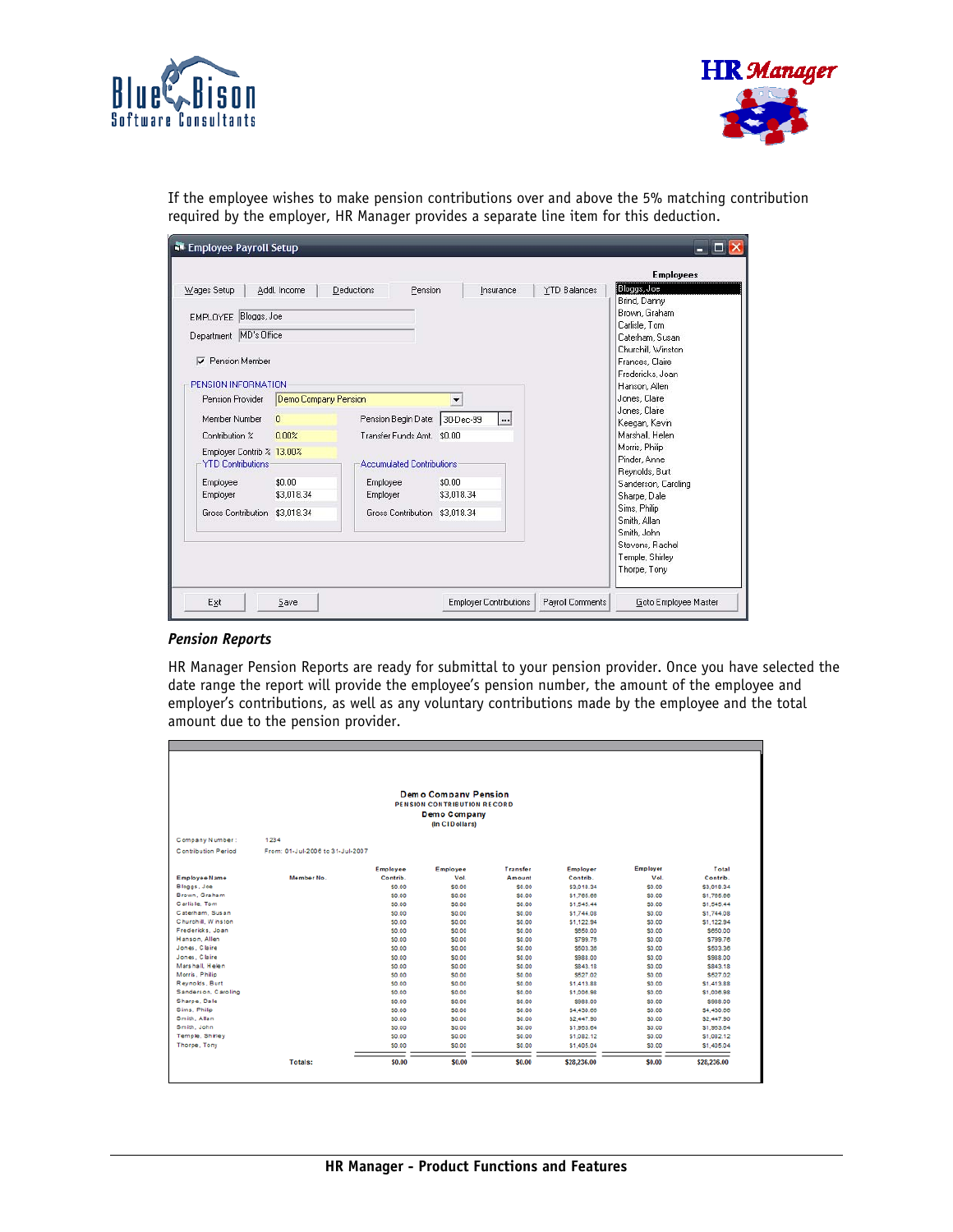If the employee wishes to make pension contributions over and above the 5% matching contribution required by the employer, HR Manager provides a separate line item for this deduction.

***Pension Reports***

HR Manager Pension Reports are ready for submittal to your pension provider. Once you have selected the date range the report will provide the employee's pension number, the amount of the employee and employer's contributions, as well as any voluntary contributions made by the employee and the total amount due to the pension provider.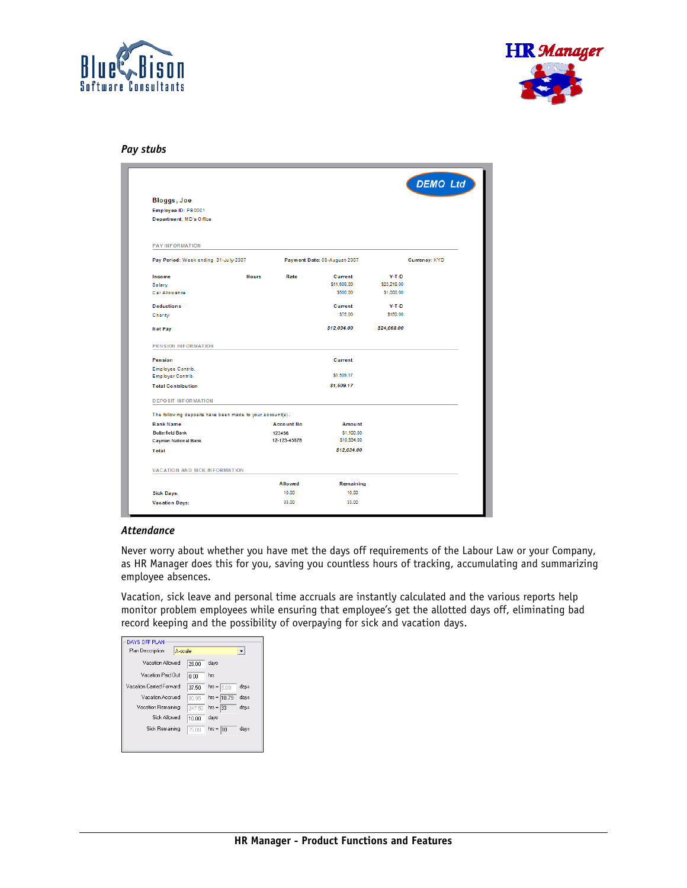*Pay stubs*

DEMO Ltd

**Bloggs, Joe**
Employee ID: FB0001
Department: MD's Office

PAY INFORMATION

Pay Period: Week ending 31-July-2007 | Payment Date: 08-August-2007 | Currency: KYD

| Income | Hours | Rate | Current | Y-T-D |
|---|---|---|---|---|
| Salary | | | $11,609.00 | $23,218.00 |
| Car Allowance | | | $500.00 | $1,000.00 |

| Deductions | Current | Y-T-D |
|---|---|---|
| Charity | $75.00 | $150.00 |
| Net Pay | *$12,034.00* | *$24,068.00* |

PENSION INFORMATION

| Pension | Current |
|---|---|
| Employee Contrib. | |
| Employer Contrib. | $1,509.17 |
| Total Contribution | *$1,509.17* |

DEPOSIT INFORMATION

The following deposits have been made to your account(s).

| Bank Name | Account No | Amount |
|---|---|---|
| Butterfield Bank | 123456 | $1,100.00 |
| Cayman National Bank | 12-123-45678 | $10,934.00 |
| Total | | *$12,034.00* |

VACATION AND SICK INFORMATION

| | Allowed | Remaining |
|---|---|---|
| Sick Days: | 10.00 | 10.00 |
| Vacation Days: | 33.00 | 33.00 |

### *Attendance*

Never worry about whether you have met the days off requirements of the Labour Law or your Company, as HR Manager does this for you, saving you countless hours of tracking, accumulating and summarizing employee absences.

Vacation, sick leave and personal time accruals are instantly calculated and the various reports help monitor problem employees while ensuring that employee's get the allotted days off, eliminating bad record keeping and the possibility of overpaying for sick and vacation days.

DAYS OFF PLAN

| Field | Value | | | |
|---|---|---|---|---|
| Plan Description | A-scale | | | |
| Vacation Allowed | 28.00 | days | | |
| Vacation Paid Out | 0.00 | hrs | | |
| Vacation Carried Forward | 37.50 | hrs = | 5.00 | days |
| Vacation Accrued | 80.95 | hrs = | 10.79 | days |
| Vacation Remaining | 247.50 | hrs = | 33 | days |
| Sick Allowed | 10.00 | days | | |
| Sick Remaining | 75.00 | hrs = | 10 | days |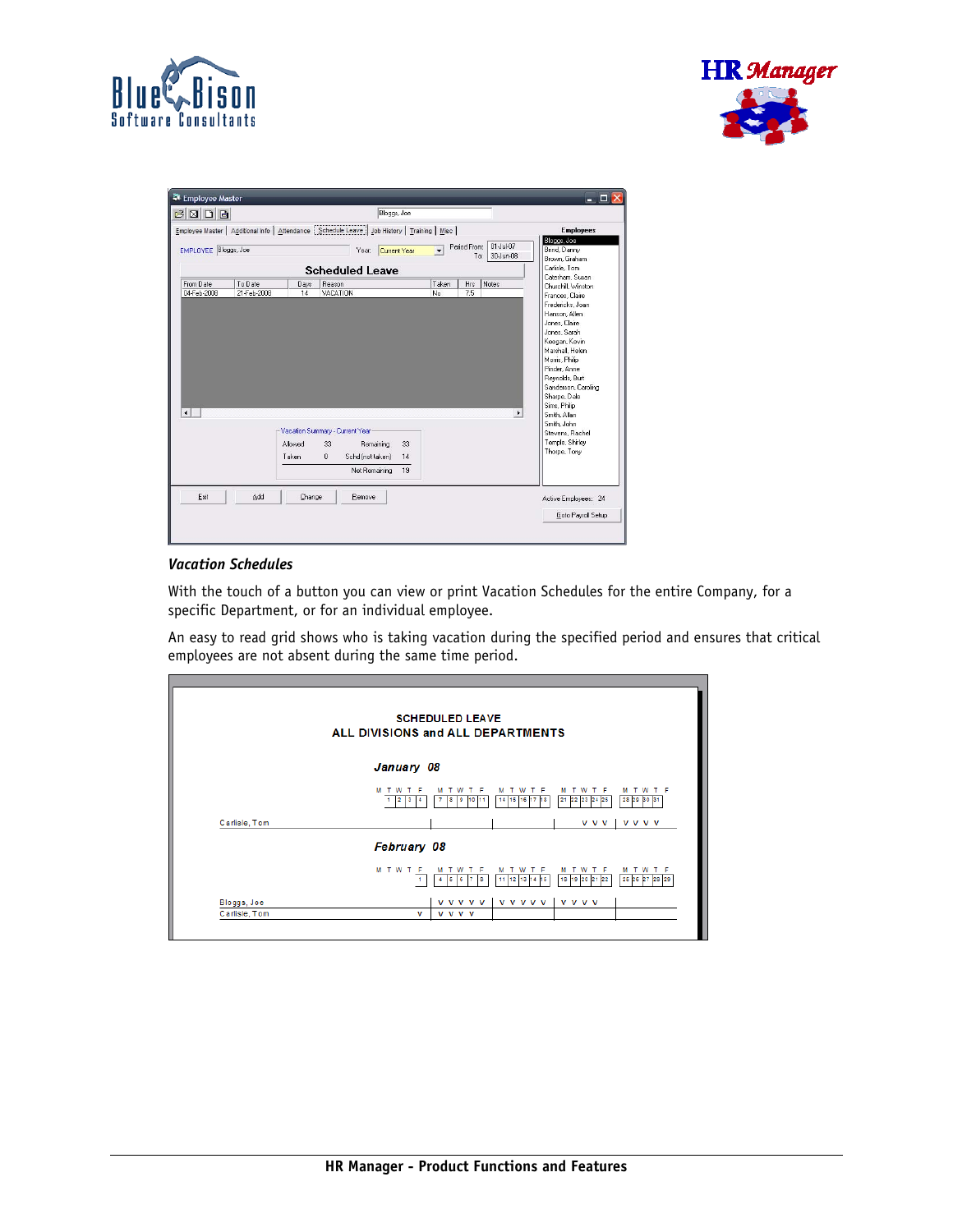### *Vacation Schedules*

With the touch of a button you can view or print Vacation Schedules for the entire Company, for a specific Department, or for an individual employee.

An easy to read grid shows who is taking vacation during the specified period and ensures that critical employees are not absent during the same time period.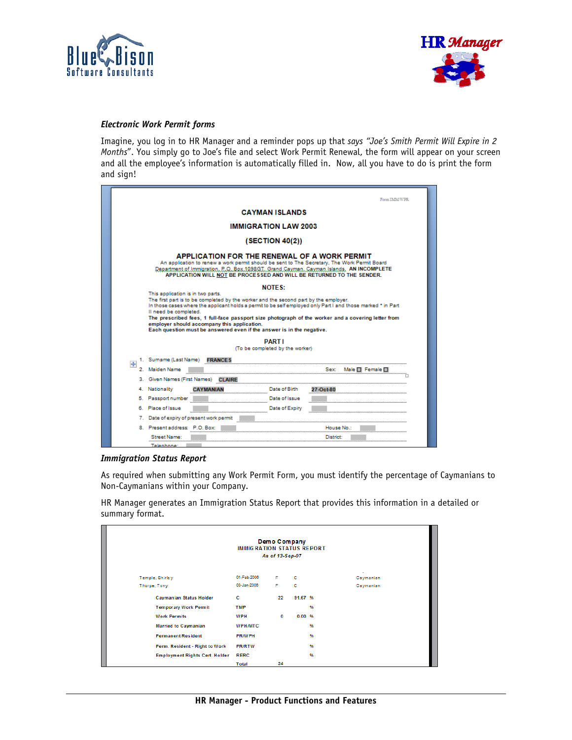### *Electronic Work Permit forms*

Imagine, you log in to HR Manager and a reminder pops up that *says "Joe's Smith Permit Will Expire in 2 Months*". You simply go to Joe's file and select Work Permit Renewal, the form will appear on your screen and all the employee's information is automatically filled in. Now, all you have to do is print the form and sign!

Form IMM/WPR

CAYMAN ISLANDS

IMMIGRATION LAW 2003

(SECTION 40(2))

APPLICATION FOR THE RENEWAL OF A WORK PERMIT

An application to renew a work permit should be sent to The Secretary, The Work Permit Board Department of Immigration, P.O. Box 1098GT, Grand Cayman, Cayman Islands. AN INCOMPLETE APPLICATION WILL NOT BE PROCESSED AND WILL BE RETURNED TO THE SENDER.

NOTES:

This application is in two parts.
The first part is to be completed by the worker and the second part by the employer.
In those cases where the applicant holds a permit to be self employed only Part I and those marked * in Part II need be completed.
**The prescribed fees, 1 full-face passport size photograph of the worker and a covering letter from employer should accompany this application.**
**Each question must be answered even if the answer is in the negative.**

PART I
(To be completed by the worker)

1. Surname (Last Name) FRANCES
2. Maiden Name Sex: Male ☐ Female ☐
3. Given Names (First Names) CLAIRE
4. Nationality CAYMANIAN Date of Birth 27-Oct-80
5. Passport number Date of Issue
6. Place of Issue Date of Expiry
7. Date of expiry of present work permit
8. Present address: P.O. Box: House No.:
Street Name: District:
Telephone:

### *Immigration Status Report*

As required when submitting any Work Permit Form, you must identify the percentage of Caymanians to Non-Caymanians within your Company.

HR Manager generates an Immigration Status Report that provides this information in a detailed or summary format.

Demo Company
IMMIGRATION STATUS REPORT
*As of 13-Sep-07*

| | | | | |
|---|---|---|---|---|
| Temple, Shirley | 01-Feb-2006 | F | C | Caymanian |
| Thorpe, Tony | 03-Jan-2006 | F | C | Caymanian |

| | | | | |
|---|---|---|---|---|
| Caymanian Status Holder | C | 22 | 91.67 | % |
| Temporary Work Permit | TMP | | | % |
| Work Permits | WPH | 0 | 0.00 | % |
| Married to Caymanian | WPH/MTC | | | % |
| Permanent Resident | PR/WPH | | | % |
| Perm. Resident - Right to Work | PR/RTW | | | % |
| Employment Rights Cert. Holder | RERC | | | % |
| | Total | 24 | | |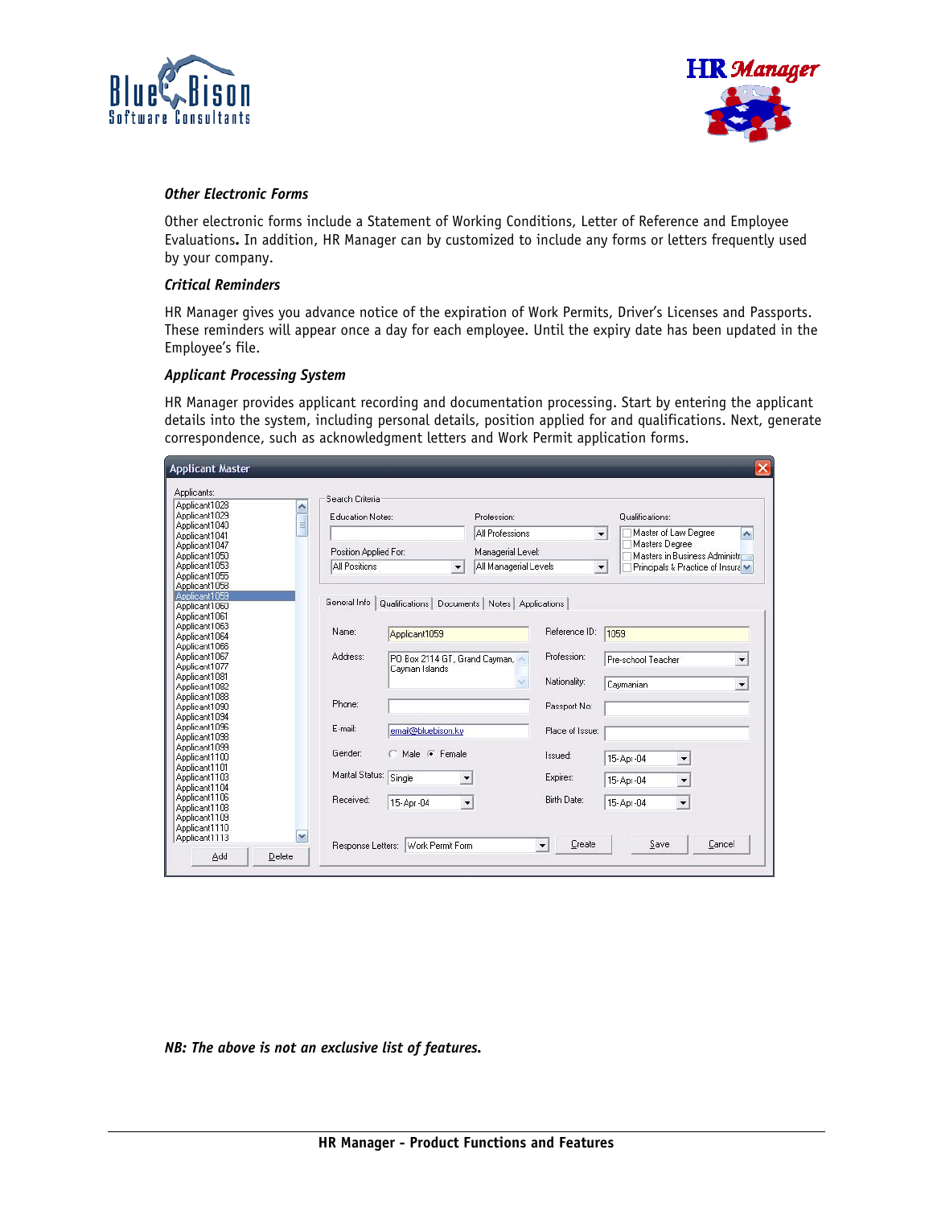### *Other Electronic Forms*

Other electronic forms include a Statement of Working Conditions, Letter of Reference and Employee Evaluations**.** In addition, HR Manager can by customized to include any forms or letters frequently used by your company.

### *Critical Reminders*

HR Manager gives you advance notice of the expiration of Work Permits, Driver's Licenses and Passports. These reminders will appear once a day for each employee. Until the expiry date has been updated in the Employee's file.

### *Applicant Processing System*

HR Manager provides applicant recording and documentation processing. Start by entering the applicant details into the system, including personal details, position applied for and qualifications. Next, generate correspondence, such as acknowledgment letters and Work Permit application forms.

***NB: The above is not an exclusive list of features.***